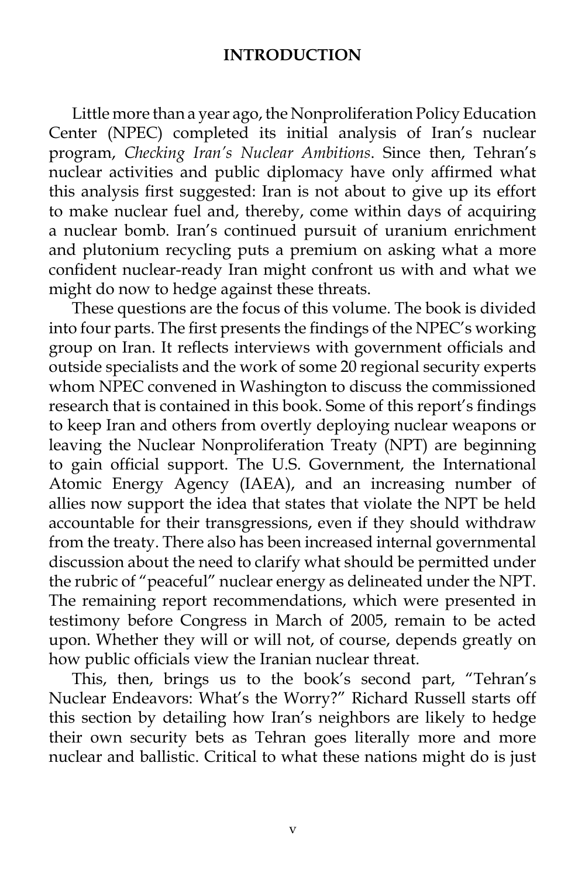# INTRODUCTION

Little more than a year ago, the Nonproliferation Policy Education Center (NPEC) completed its initial analysis of Iran's nuclear program, *Checking Iran's Nuclear Ambitions*. Since then, Tehran's nuclear activities and public diplomacy have only affirmed what this analysis first suggested: Iran is not about to give up its effort to make nuclear fuel and, thereby, come within days of acquiring a nuclear bomb. Iran's continued pursuit of uranium enrichment and plutonium recycling puts a premium on asking what a more confident nuclear-ready Iran might confront us with and what we might do now to hedge against these threats.

These questions are the focus of this volume. The book is divided into four parts. The first presents the findings of the NPEC's working group on Iran. It reflects interviews with government officials and outside specialists and the work of some 20 regional security experts whom NPEC convened in Washington to discuss the commissioned research that is contained in this book. Some of this report's findings to keep Iran and others from overtly deploying nuclear weapons or leaving the Nuclear Nonproliferation Treaty (NPT) are beginning to gain official support. The U.S. Government, the International Atomic Energy Agency (IAEA), and an increasing number of allies now support the idea that states that violate the NPT be held accountable for their transgressions, even if they should withdraw from the treaty. There also has been increased internal governmental discussion about the need to clarify what should be permitted under the rubric of "peaceful" nuclear energy as delineated under the NPT. The remaining report recommendations, which were presented in testimony before Congress in March of 2005, remain to be acted upon. Whether they will or will not, of course, depends greatly on how public officials view the Iranian nuclear threat.

This, then, brings us to the book's second part, "Tehran's Nuclear Endeavors: What's the Worry?" Richard Russell starts off this section by detailing how Iran's neighbors are likely to hedge their own security bets as Tehran goes literally more and more nuclear and ballistic. Critical to what these nations might do is just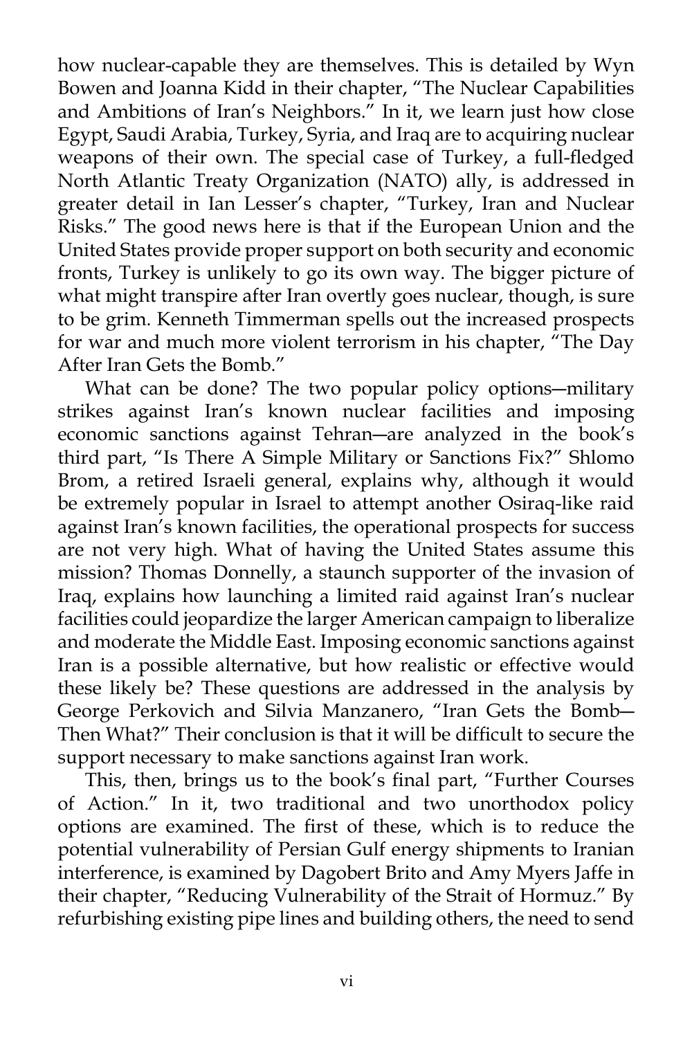how nuclear-capable they are themselves. This is detailed by Wyn Bowen and Joanna Kidd in their chapter, "The Nuclear Capabilities and Ambitions of Iran's Neighbors." In it, we learn just how close Egypt, Saudi Arabia, Turkey, Syria, and Iraq are to acquiring nuclear weapons of their own. The special case of Turkey, a full-fledged North Atlantic Treaty Organization (NATO) ally, is addressed in greater detail in Ian Lesser's chapter, "Turkey, Iran and Nuclear Risks." The good news here is that if the European Union and the United States provide proper support on both security and economic fronts, Turkey is unlikely to go its own way. The bigger picture of what might transpire after Iran overtly goes nuclear, though, is sure to be grim. Kenneth Timmerman spells out the increased prospects for war and much more violent terrorism in his chapter, "The Day After Iran Gets the Bomb."

What can be done? The two popular policy options—military strikes against Iran's known nuclear facilities and imposing economic sanctions against Tehran—are analyzed in the book's third part, "Is There A Simple Military or Sanctions Fix?" Shlomo Brom, a retired Israeli general, explains why, although it would be extremely popular in Israel to attempt another Osiraq-like raid against Iran's known facilities, the operational prospects for success are not very high. What of having the United States assume this mission? Thomas Donnelly, a staunch supporter of the invasion of Iraq, explains how launching a limited raid against Iran's nuclear facilities could jeopardize the larger American campaign to liberalize and moderate the Middle East. Imposing economic sanctions against Iran is a possible alternative, but how realistic or effective would these likely be? These questions are addressed in the analysis by George Perkovich and Silvia Manzanero, "Iran Gets the Bomb—Then What?" Their conclusion is that it will be difficult to secure the support necessary to make sanctions against Iran work.

This, then, brings us to the book's final part, "Further Courses of Action." In it, two traditional and two unorthodox policy options are examined. The first of these, which is to reduce the potential vulnerability of Persian Gulf energy shipments to Iranian interference, is examined by Dagobert Brito and Amy Myers Jaffe in their chapter, "Reducing Vulnerability of the Strait of Hormuz." By refurbishing existing pipe lines and building others, the need to send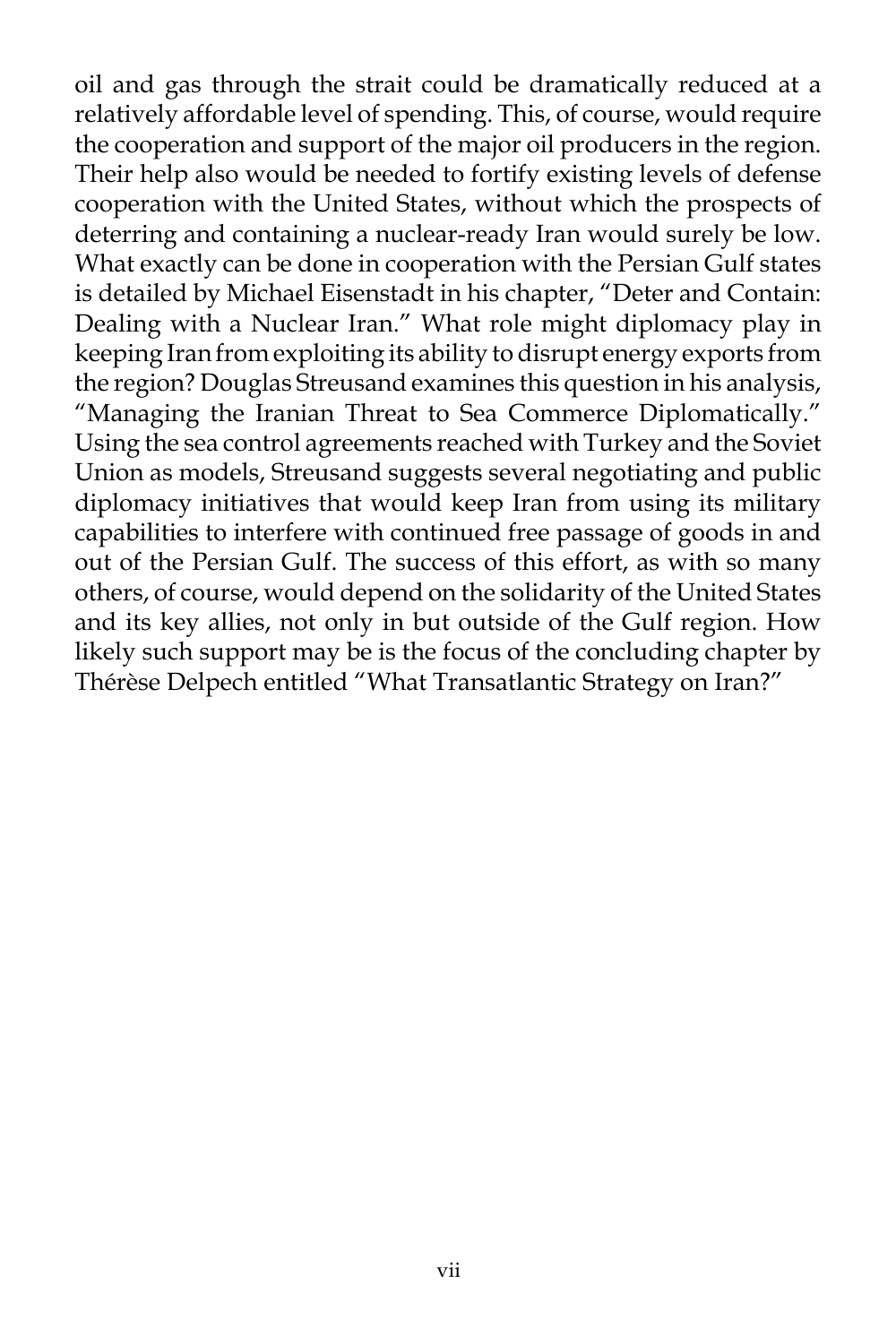oil and gas through the strait could be dramatically reduced at a relatively affordable level of spending. This, of course, would require the cooperation and support of the major oil producers in the region. Their help also would be needed to fortify existing levels of defense cooperation with the United States, without which the prospects of deterring and containing a nuclear-ready Iran would surely be low. What exactly can be done in cooperation with the Persian Gulf states is detailed by Michael Eisenstadt in his chapter, "Deter and Contain: Dealing with a Nuclear Iran." What role might diplomacy play in keeping Iran from exploiting its ability to disrupt energy exports from the region? Douglas Streusand examines this question in his analysis, "Managing the Iranian Threat to Sea Commerce Diplomatically." Using the sea control agreements reached with Turkey and the Soviet Union as models, Streusand suggests several negotiating and public diplomacy initiatives that would keep Iran from using its military capabilities to interfere with continued free passage of goods in and out of the Persian Gulf. The success of this effort, as with so many others, of course, would depend on the solidarity of the United States and its key allies, not only in but outside of the Gulf region. How likely such support may be is the focus of the concluding chapter by Thérèse Delpech entitled "What Transatlantic Strategy on Iran?"